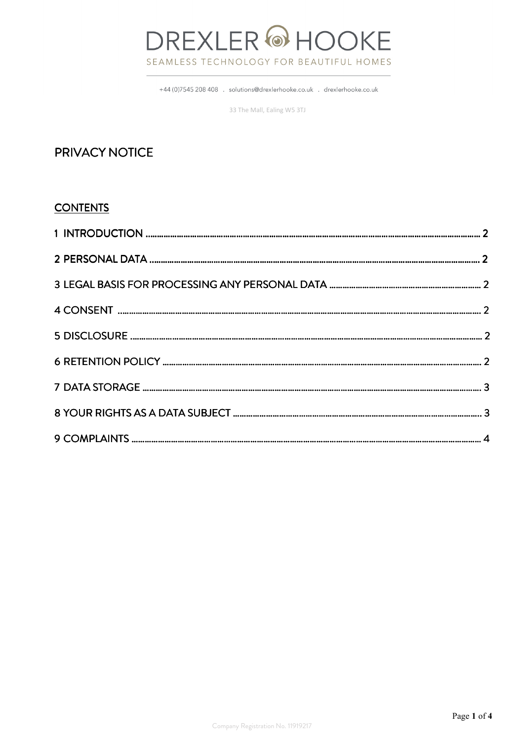# DREXLER HOOKE

SEAMLESS TECHNOLOGY FOR BEAUTIFUL HOMES

+44 (0)7545 208 408 . solutions@drexlerhooke.co.uk . drexlerhooke.co.uk

33 The Mall, Ealing W5 3TJ

## PRIVACY NOTICE

### CONTENTS

1 INTRODUCTION ..... 2

2 PERSONAL DATA ..... 2

3 LEGAL BASIS FOR PROCESSING ANY PERSONAL DATA ..... 2

4 CONSENT ..... 2

5 DISCLOSURE ..... 2

6 RETENTION POLICY ..... 2

7 DATA STORAGE ..... 3

8 YOUR RIGHTS AS A DATA SUBJECT ..... 3

9 COMPLAINTS ..... 4

Company Registration No. 11919217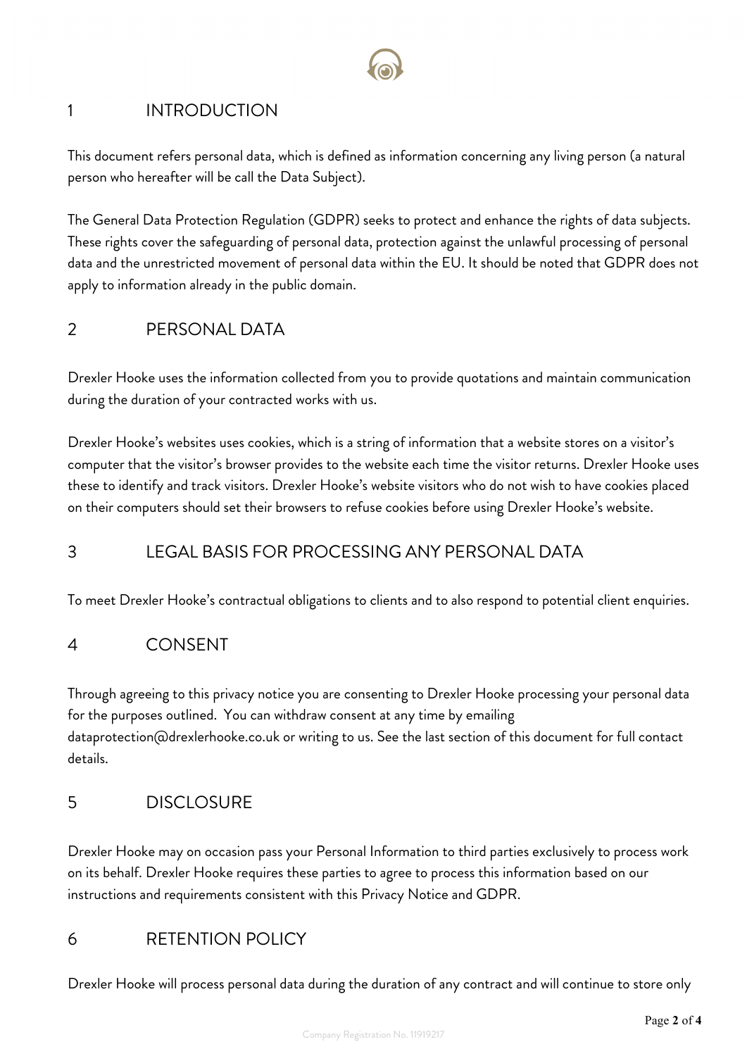## 1 INTRODUCTION

This document refers personal data, which is defined as information concerning any living person (a natural person who hereafter will be call the Data Subject).

The General Data Protection Regulation (GDPR) seeks to protect and enhance the rights of data subjects. These rights cover the safeguarding of personal data, protection against the unlawful processing of personal data and the unrestricted movement of personal data within the EU. It should be noted that GDPR does not apply to information already in the public domain.

## 2 PERSONAL DATA

Drexler Hooke uses the information collected from you to provide quotations and maintain communication during the duration of your contracted works with us.

Drexler Hooke's websites uses cookies, which is a string of information that a website stores on a visitor's computer that the visitor's browser provides to the website each time the visitor returns. Drexler Hooke uses these to identify and track visitors. Drexler Hooke's website visitors who do not wish to have cookies placed on their computers should set their browsers to refuse cookies before using Drexler Hooke's website.

## 3 LEGAL BASIS FOR PROCESSING ANY PERSONAL DATA

To meet Drexler Hooke's contractual obligations to clients and to also respond to potential client enquiries.

## 4 CONSENT

Through agreeing to this privacy notice you are consenting to Drexler Hooke processing your personal data for the purposes outlined. You can withdraw consent at any time by emailing dataprotection@drexlerhooke.co.uk or writing to us. See the last section of this document for full contact details.

## 5 DISCLOSURE

Drexler Hooke may on occasion pass your Personal Information to third parties exclusively to process work on its behalf. Drexler Hooke requires these parties to agree to process this information based on our instructions and requirements consistent with this Privacy Notice and GDPR.

## 6 RETENTION POLICY

Drexler Hooke will process personal data during the duration of any contract and will continue to store only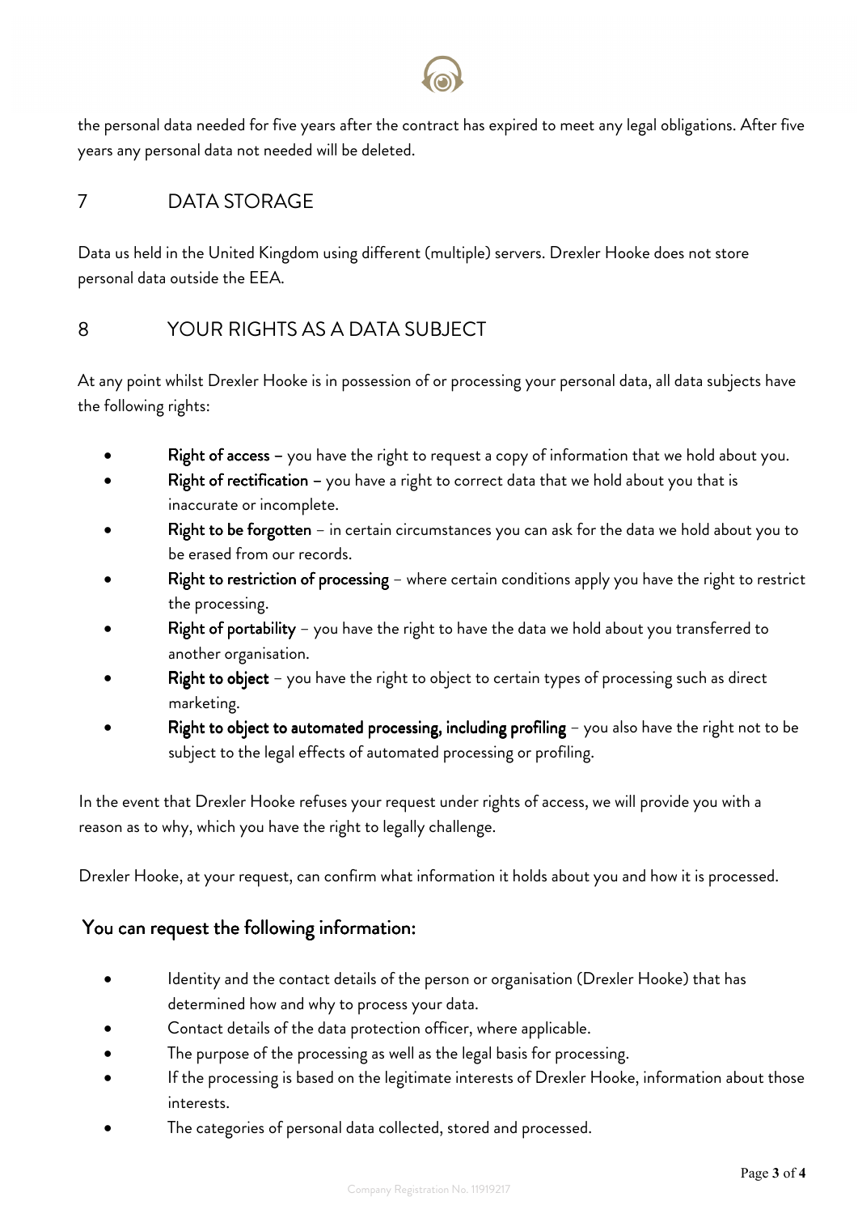the personal data needed for five years after the contract has expired to meet any legal obligations. After five years any personal data not needed will be deleted.

## 7 DATA STORAGE

Data us held in the United Kingdom using different (multiple) servers. Drexler Hooke does not store personal data outside the EEA.

## 8 YOUR RIGHTS AS A DATA SUBJECT

At any point whilst Drexler Hooke is in possession of or processing your personal data, all data subjects have the following rights:

- **Right of access** – you have the right to request a copy of information that we hold about you.
- **Right of rectification** – you have a right to correct data that we hold about you that is inaccurate or incomplete.
- **Right to be forgotten** – in certain circumstances you can ask for the data we hold about you to be erased from our records.
- **Right to restriction of processing** – where certain conditions apply you have the right to restrict the processing.
- **Right of portability** – you have the right to have the data we hold about you transferred to another organisation.
- **Right to object** – you have the right to object to certain types of processing such as direct marketing.
- **Right to object to automated processing, including profiling** – you also have the right not to be subject to the legal effects of automated processing or profiling.

In the event that Drexler Hooke refuses your request under rights of access, we will provide you with a reason as to why, which you have the right to legally challenge.

Drexler Hooke, at your request, can confirm what information it holds about you and how it is processed.

### You can request the following information:

- Identity and the contact details of the person or organisation (Drexler Hooke) that has determined how and why to process your data.
- Contact details of the data protection officer, where applicable.
- The purpose of the processing as well as the legal basis for processing.
- If the processing is based on the legitimate interests of Drexler Hooke, information about those interests.
- The categories of personal data collected, stored and processed.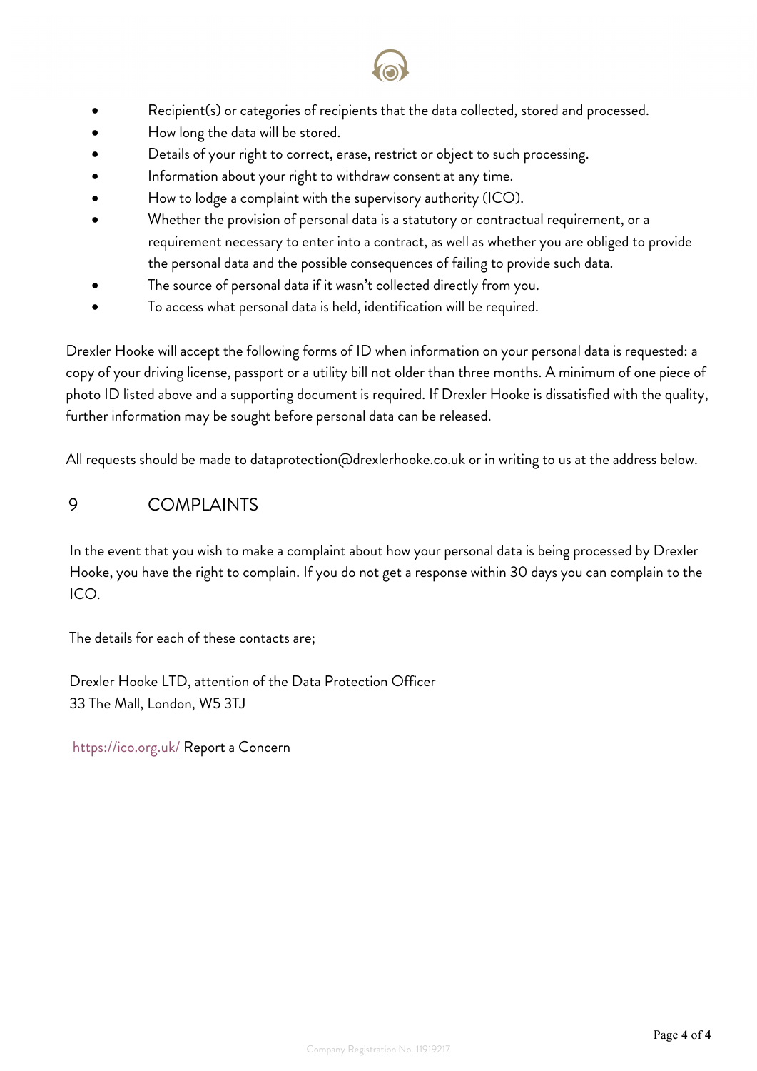- Recipient(s) or categories of recipients that the data collected, stored and processed.
- How long the data will be stored.
- Details of your right to correct, erase, restrict or object to such processing.
- Information about your right to withdraw consent at any time.
- How to lodge a complaint with the supervisory authority (ICO).
- Whether the provision of personal data is a statutory or contractual requirement, or a requirement necessary to enter into a contract, as well as whether you are obliged to provide the personal data and the possible consequences of failing to provide such data.
- The source of personal data if it wasn't collected directly from you.
- To access what personal data is held, identification will be required.

Drexler Hooke will accept the following forms of ID when information on your personal data is requested: a copy of your driving license, passport or a utility bill not older than three months. A minimum of one piece of photo ID listed above and a supporting document is required. If Drexler Hooke is dissatisfied with the quality, further information may be sought before personal data can be released.

All requests should be made to dataprotection@drexlerhooke.co.uk or in writing to us at the address below.

## 9 COMPLAINTS

In the event that you wish to make a complaint about how your personal data is being processed by Drexler Hooke, you have the right to complain. If you do not get a response within 30 days you can complain to the ICO.

The details for each of these contacts are;

Drexler Hooke LTD, attention of the Data Protection Officer
33 The Mall, London, W5 3TJ

https://ico.org.uk/ Report a Concern

Company Registration No. 11919217